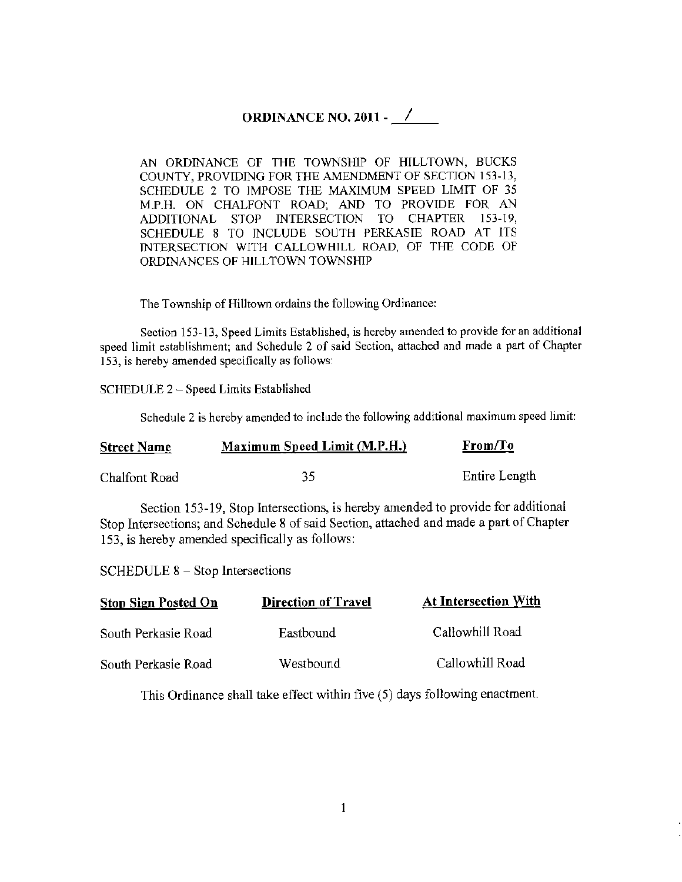# ORDINANCE NO. 2011 - /

AN ORDINANCE OF THE TOWNSHIP OF HILLTOWN, BUCKS COUNTY, PROVIDING FOR THE AMENDMENT OF SECTION 153-13, SCHEDULE 2 TO IMPOSE THE MAXIMUM SPEED LIMIT OF 35 M.P.H. ON CHALFONT ROAD; AND TO PROVIDE FOR AN ADDITIONAL STOP INTERSECTION TO CHAPTER 153-19, SCHEDULE 8 TO INCLUDE SOUTH PERKASIE ROAD AT ITS INTERSECTION WITH CALLOWHILL ROAD, OF THE CODE OF ORDINANCES OF HILLTOWN TOWNSHIP

The Township of Hilltown ordains the following Ordinance:

Section 153-13, Speed Limits Established, is hereby amended to provide for an additional speed limit establishment; and Schedule 2 of said Section, attached and made a part of Chapter 153, is hereby amended specifically as follows:

SCHEDULE 2 – Speed Limits Established

Schedule 2 is hereby amended to include the following additional maximum speed limit:

| Street Name | Maximum Speed Limit (M.P.H.) | From/To |
|---|---|---|
| Chalfont Road | 35 | Entire Length |

Section 153-19, Stop Intersections, is hereby amended to provide for additional Stop Intersections; and Schedule 8 of said Section, attached and made a part of Chapter 153, is hereby amended specifically as follows:

SCHEDULE 8 – Stop Intersections

| Stop Sign Posted On | Direction of Travel | At Intersection With |
|---|---|---|
| South Perkasie Road | Eastbound | Callowhill Road |
| South Perkasie Road | Westbound | Callowhill Road |

This Ordinance shall take effect within five (5) days following enactment.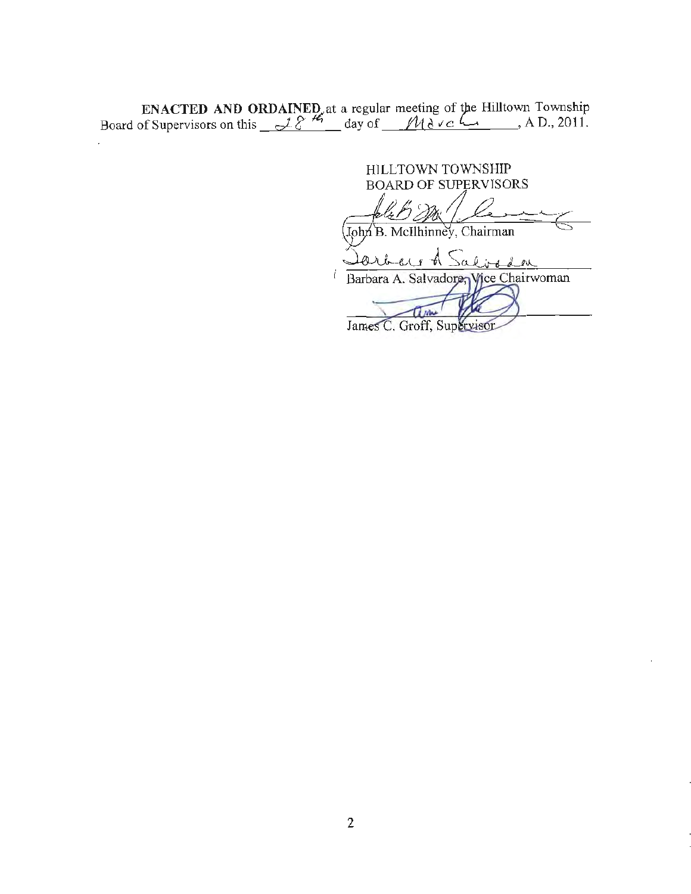**ENACTED AND ORDAINED** at a regular meeting of the Hilltown Township Board of Supervisors on this 28th day of March, A.D., 2011.

HILLTOWN TOWNSHIP
BOARD OF SUPERVISORS

John B. McIlhinney, Chairman

Barbara A. Salvadore, Vice Chairwoman

James C. Groff, Supervisor